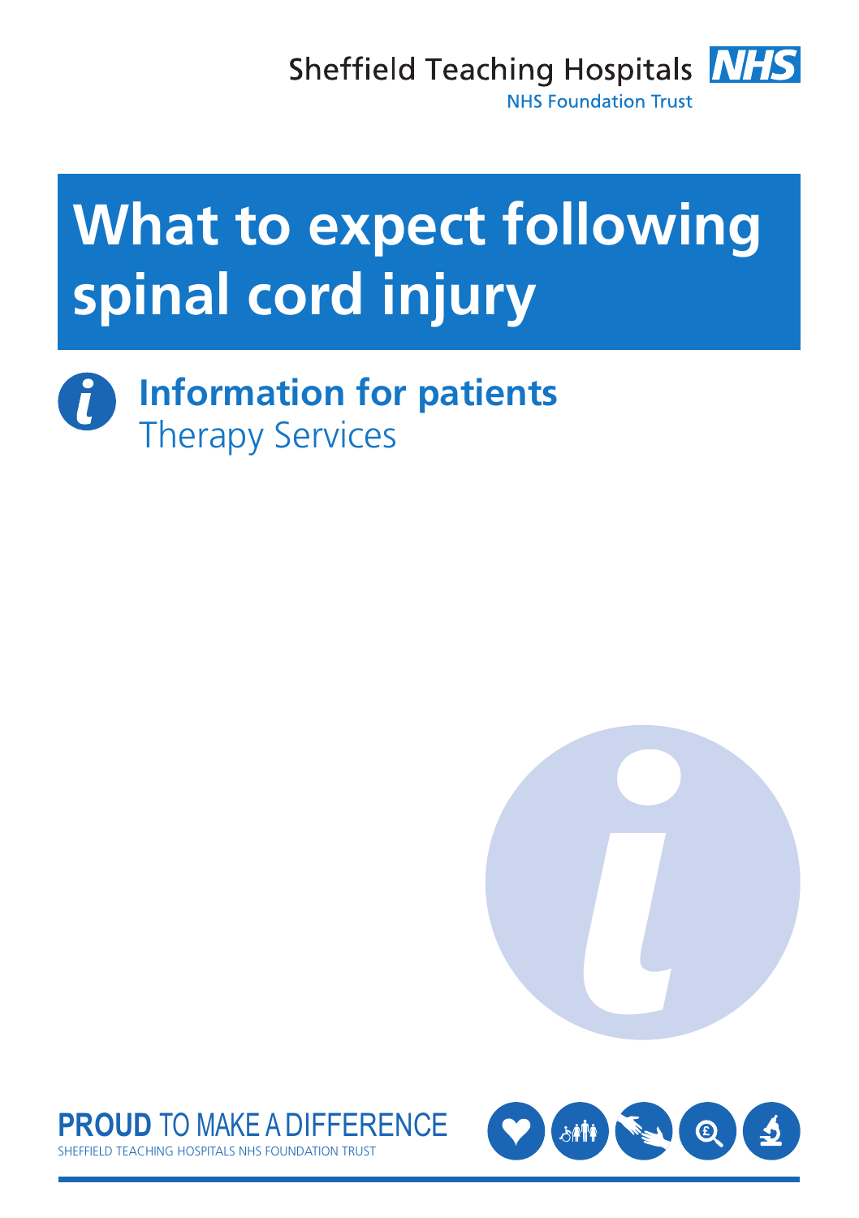Sheffield Teaching Hospitals NHS Foundation Trust

# What to expect following spinal cord injury

## Information for patients

Therapy Services

**PROUD** TO MAKE A DIFFERENCE

SHEFFIELD TEACHING HOSPITALS NHS FOUNDATION TRUST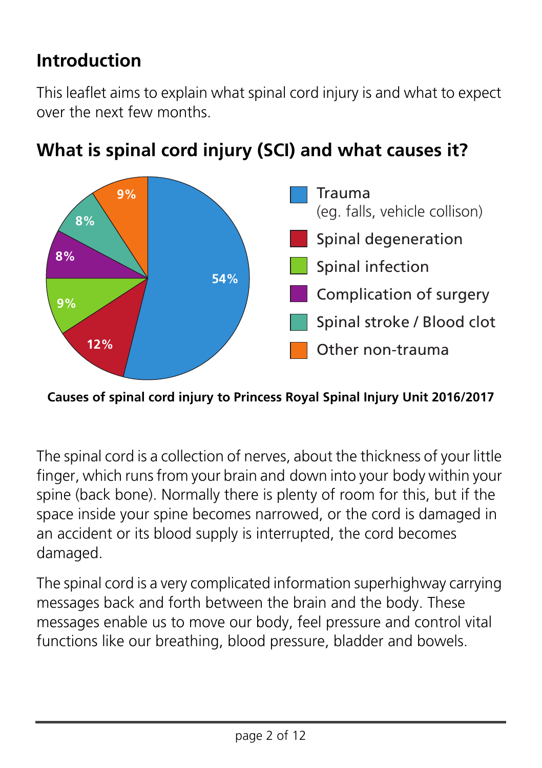## Introduction

This leaflet aims to explain what spinal cord injury is and what to expect over the next few months.

## What is spinal cord injury (SCI) and what causes it?

| Cause | Percentage |
| --- | --- |
| Trauma (eg. falls, vehicle collison) | 54% |
| Spinal degeneration | 12% |
| Spinal infection | 9% |
| Complication of surgery | 8% |
| Spinal stroke / Blood clot | 8% |
| Other non-trauma | 9% |

**Causes of spinal cord injury to Princess Royal Spinal Injury Unit 2016/2017**

The spinal cord is a collection of nerves, about the thickness of your little finger, which runs from your brain and down into your body within your spine (back bone). Normally there is plenty of room for this, but if the space inside your spine becomes narrowed, or the cord is damaged in an accident or its blood supply is interrupted, the cord becomes damaged.

The spinal cord is a very complicated information superhighway carrying messages back and forth between the brain and the body. These messages enable us to move our body, feel pressure and control vital functions like our breathing, blood pressure, bladder and bowels.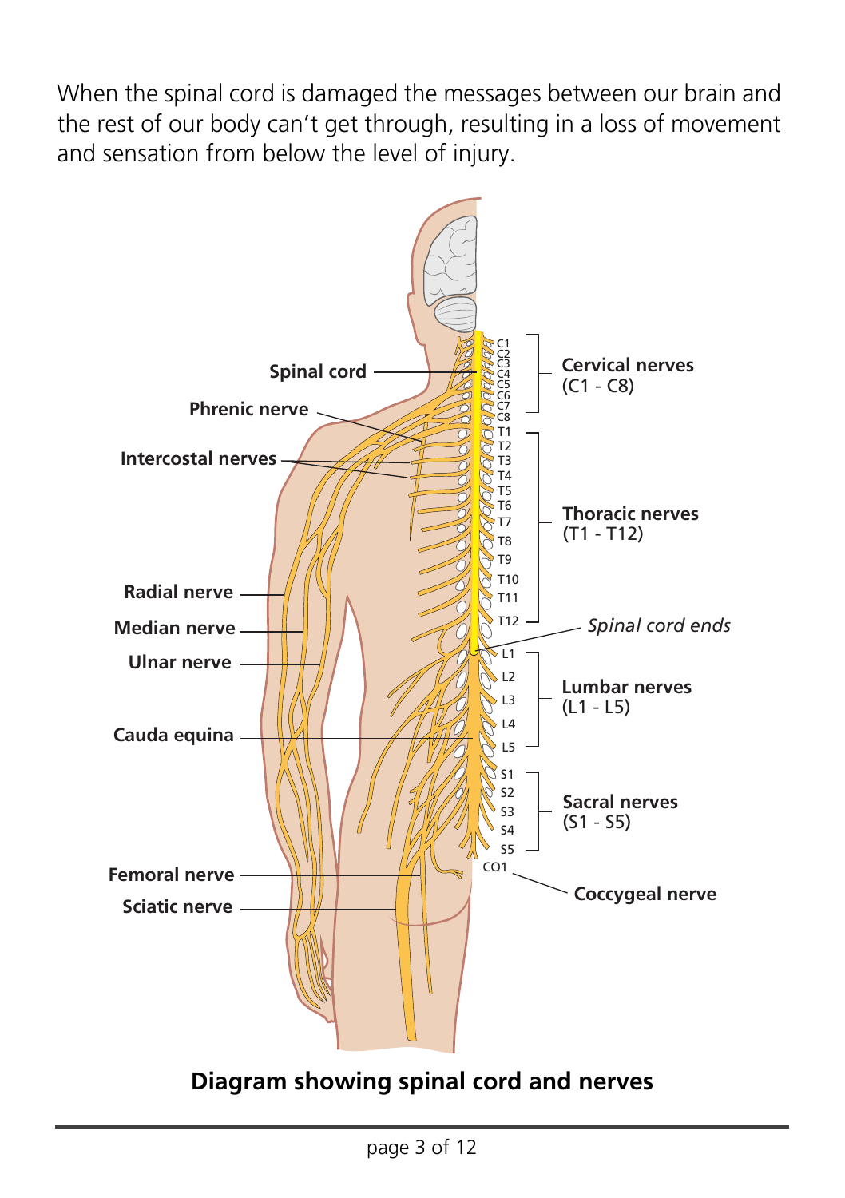When the spinal cord is damaged the messages between our brain and the rest of our body can't get through, resulting in a loss of movement and sensation from below the level of injury.

**Diagram showing spinal cord and nerves**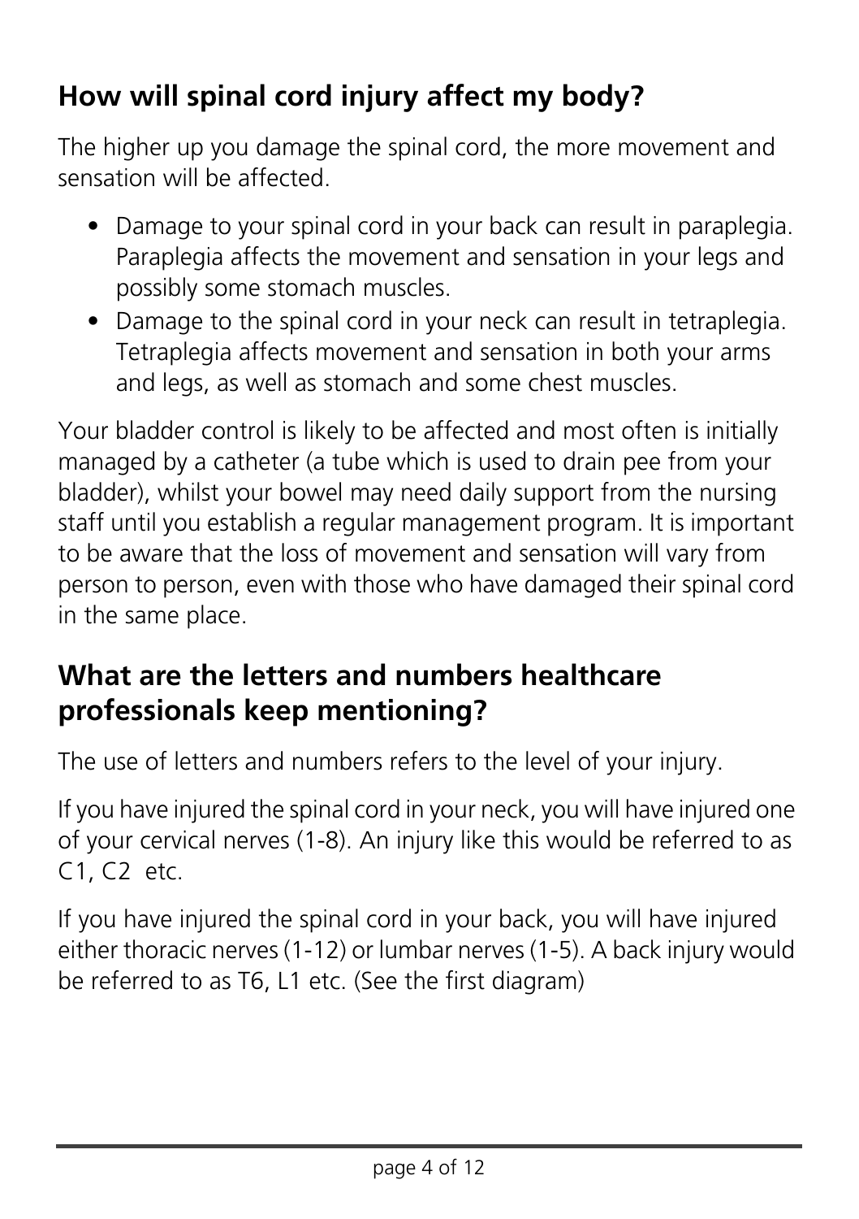## How will spinal cord injury affect my body?

The higher up you damage the spinal cord, the more movement and sensation will be affected.

- Damage to your spinal cord in your back can result in paraplegia. Paraplegia affects the movement and sensation in your legs and possibly some stomach muscles.
- Damage to the spinal cord in your neck can result in tetraplegia. Tetraplegia affects movement and sensation in both your arms and legs, as well as stomach and some chest muscles.

Your bladder control is likely to be affected and most often is initially managed by a catheter (a tube which is used to drain pee from your bladder), whilst your bowel may need daily support from the nursing staff until you establish a regular management program. It is important to be aware that the loss of movement and sensation will vary from person to person, even with those who have damaged their spinal cord in the same place.

## What are the letters and numbers healthcare professionals keep mentioning?

The use of letters and numbers refers to the level of your injury.

If you have injured the spinal cord in your neck, you will have injured one of your cervical nerves (1-8). An injury like this would be referred to as C1, C2 etc.

If you have injured the spinal cord in your back, you will have injured either thoracic nerves (1-12) or lumbar nerves (1-5). A back injury would be referred to as T6, L1 etc. (See the first diagram)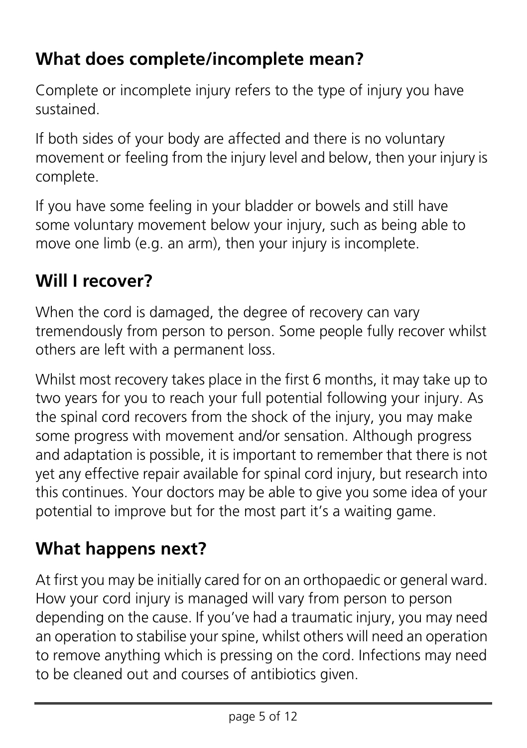## What does complete/incomplete mean?

Complete or incomplete injury refers to the type of injury you have sustained.

If both sides of your body are affected and there is no voluntary movement or feeling from the injury level and below, then your injury is complete.

If you have some feeling in your bladder or bowels and still have some voluntary movement below your injury, such as being able to move one limb (e.g. an arm), then your injury is incomplete.

## Will I recover?

When the cord is damaged, the degree of recovery can vary tremendously from person to person. Some people fully recover whilst others are left with a permanent loss.

Whilst most recovery takes place in the first 6 months, it may take up to two years for you to reach your full potential following your injury. As the spinal cord recovers from the shock of the injury, you may make some progress with movement and/or sensation. Although progress and adaptation is possible, it is important to remember that there is not yet any effective repair available for spinal cord injury, but research into this continues. Your doctors may be able to give you some idea of your potential to improve but for the most part it's a waiting game.

## What happens next?

At first you may be initially cared for on an orthopaedic or general ward. How your cord injury is managed will vary from person to person depending on the cause. If you've had a traumatic injury, you may need an operation to stabilise your spine, whilst others will need an operation to remove anything which is pressing on the cord. Infections may need to be cleaned out and courses of antibiotics given.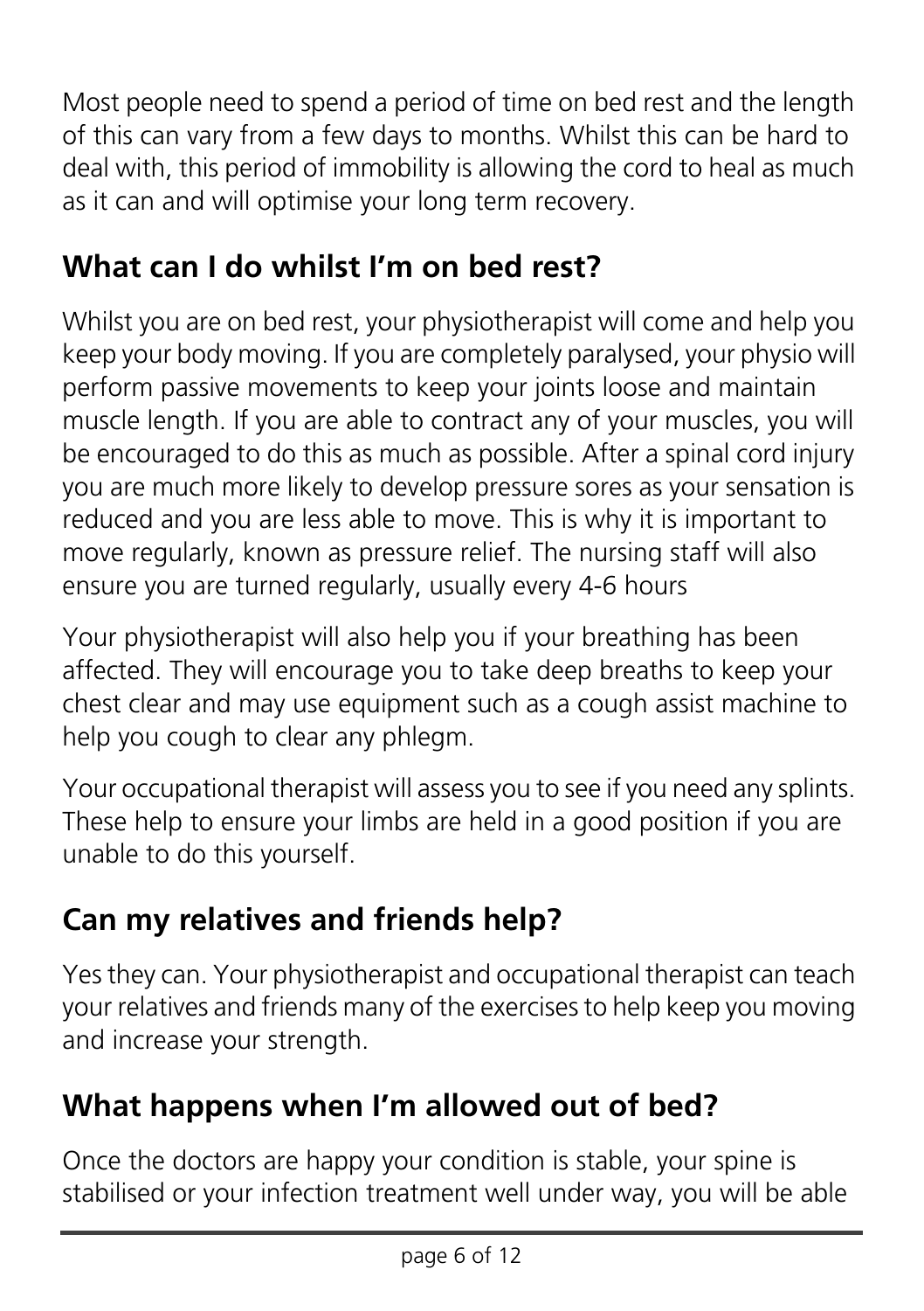Most people need to spend a period of time on bed rest and the length of this can vary from a few days to months. Whilst this can be hard to deal with, this period of immobility is allowing the cord to heal as much as it can and will optimise your long term recovery.

## What can I do whilst I'm on bed rest?

Whilst you are on bed rest, your physiotherapist will come and help you keep your body moving. If you are completely paralysed, your physio will perform passive movements to keep your joints loose and maintain muscle length. If you are able to contract any of your muscles, you will be encouraged to do this as much as possible. After a spinal cord injury you are much more likely to develop pressure sores as your sensation is reduced and you are less able to move. This is why it is important to move regularly, known as pressure relief. The nursing staff will also ensure you are turned regularly, usually every 4-6 hours

Your physiotherapist will also help you if your breathing has been affected. They will encourage you to take deep breaths to keep your chest clear and may use equipment such as a cough assist machine to help you cough to clear any phlegm.

Your occupational therapist will assess you to see if you need any splints. These help to ensure your limbs are held in a good position if you are unable to do this yourself.

## Can my relatives and friends help?

Yes they can. Your physiotherapist and occupational therapist can teach your relatives and friends many of the exercises to help keep you moving and increase your strength.

## What happens when I'm allowed out of bed?

Once the doctors are happy your condition is stable, your spine is stabilised or your infection treatment well under way, you will be able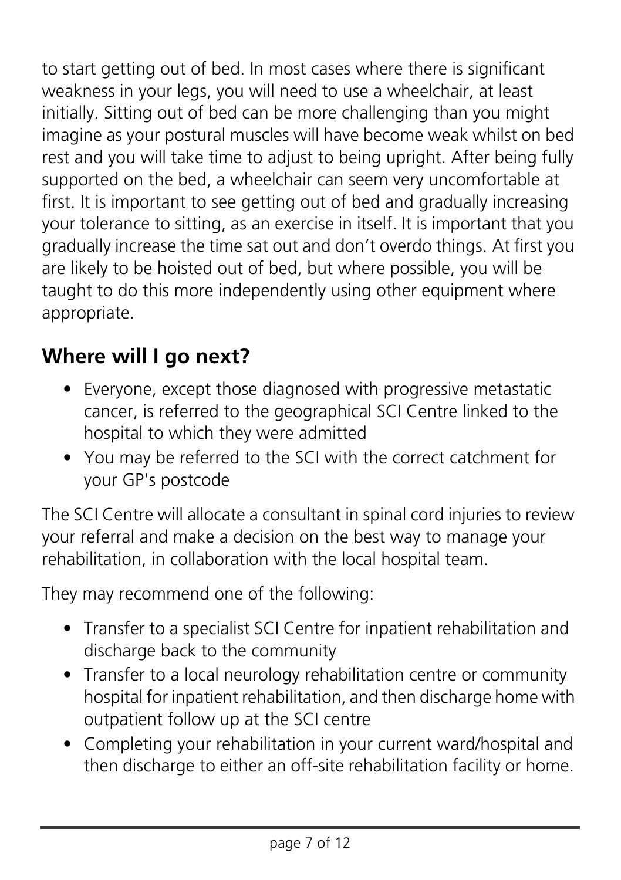to start getting out of bed. In most cases where there is significant weakness in your legs, you will need to use a wheelchair, at least initially. Sitting out of bed can be more challenging than you might imagine as your postural muscles will have become weak whilst on bed rest and you will take time to adjust to being upright. After being fully supported on the bed, a wheelchair can seem very uncomfortable at first. It is important to see getting out of bed and gradually increasing your tolerance to sitting, as an exercise in itself. It is important that you gradually increase the time sat out and don't overdo things. At first you are likely to be hoisted out of bed, but where possible, you will be taught to do this more independently using other equipment where appropriate.

## Where will I go next?

- Everyone, except those diagnosed with progressive metastatic cancer, is referred to the geographical SCI Centre linked to the hospital to which they were admitted
- You may be referred to the SCI with the correct catchment for your GP's postcode

The SCI Centre will allocate a consultant in spinal cord injuries to review your referral and make a decision on the best way to manage your rehabilitation, in collaboration with the local hospital team.

They may recommend one of the following:

- Transfer to a specialist SCI Centre for inpatient rehabilitation and discharge back to the community
- Transfer to a local neurology rehabilitation centre or community hospital for inpatient rehabilitation, and then discharge home with outpatient follow up at the SCI centre
- Completing your rehabilitation in your current ward/hospital and then discharge to either an off-site rehabilitation facility or home.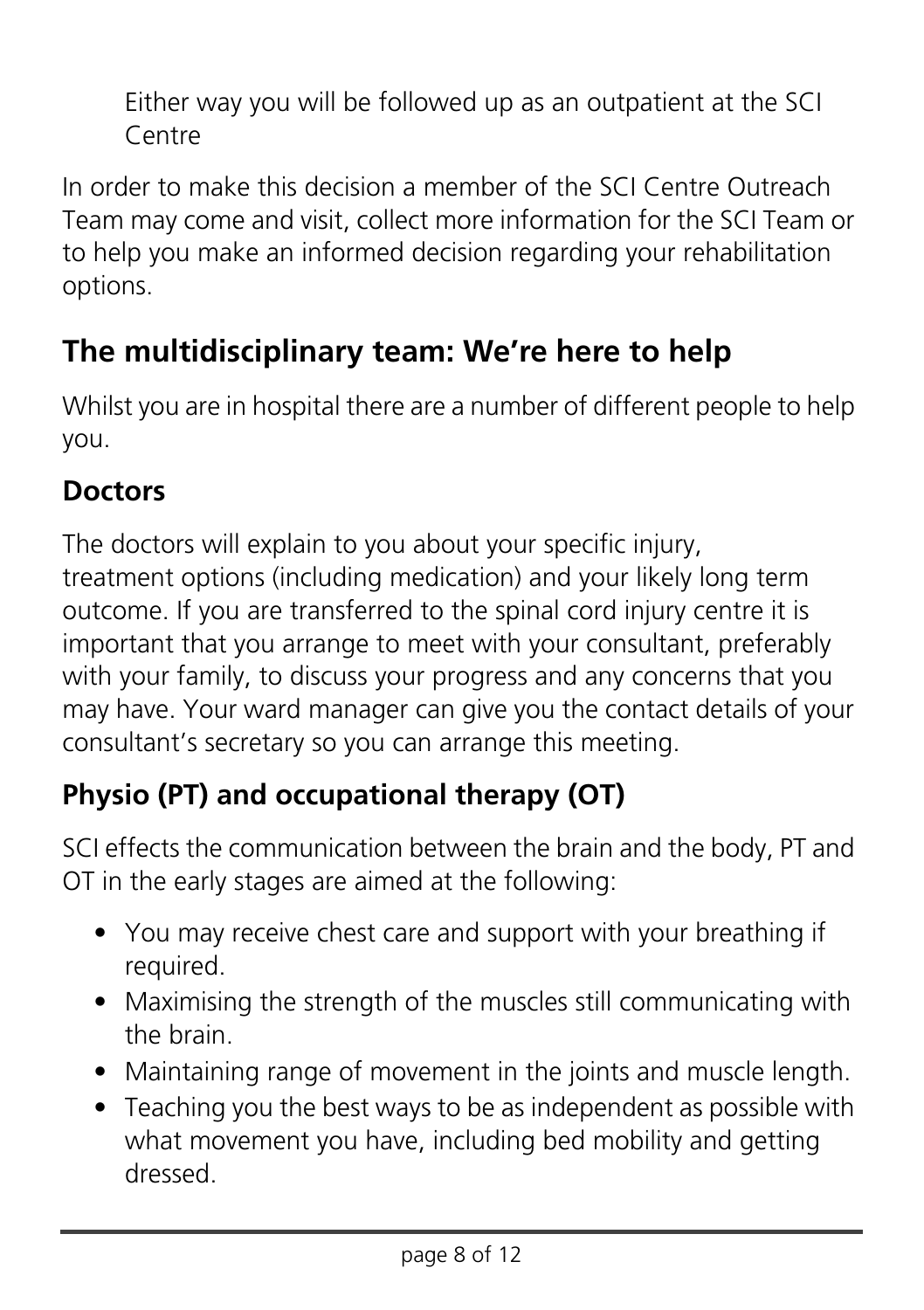Either way you will be followed up as an outpatient at the SCI Centre

In order to make this decision a member of the SCI Centre Outreach Team may come and visit, collect more information for the SCI Team or to help you make an informed decision regarding your rehabilitation options.

## The multidisciplinary team: We're here to help

Whilst you are in hospital there are a number of different people to help you.

### Doctors

The doctors will explain to you about your specific injury, treatment options (including medication) and your likely long term outcome. If you are transferred to the spinal cord injury centre it is important that you arrange to meet with your consultant, preferably with your family, to discuss your progress and any concerns that you may have. Your ward manager can give you the contact details of your consultant's secretary so you can arrange this meeting.

### Physio (PT) and occupational therapy (OT)

SCI effects the communication between the brain and the body, PT and OT in the early stages are aimed at the following:

- You may receive chest care and support with your breathing if required.
- Maximising the strength of the muscles still communicating with the brain.
- Maintaining range of movement in the joints and muscle length.
- Teaching you the best ways to be as independent as possible with what movement you have, including bed mobility and getting dressed.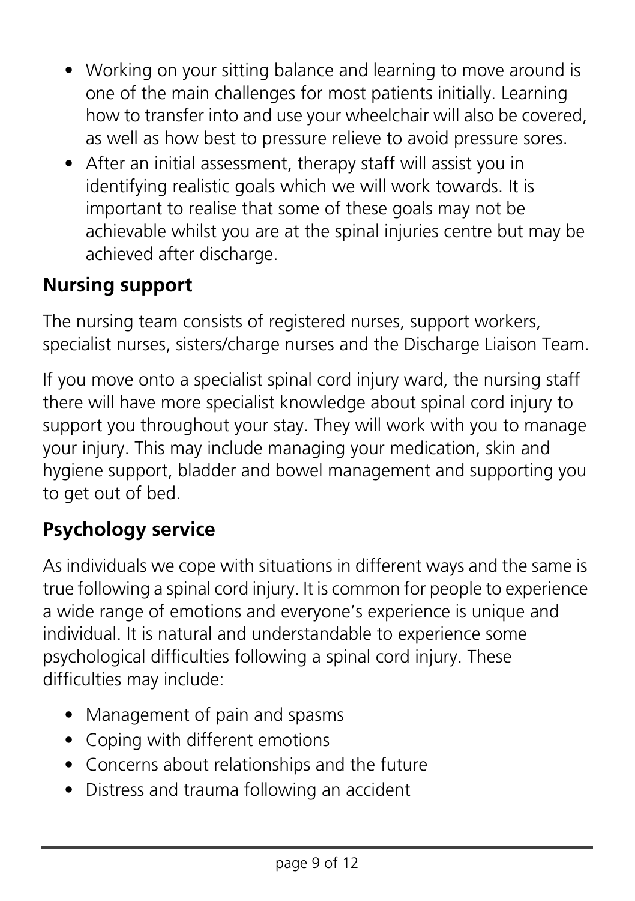- Working on your sitting balance and learning to move around is one of the main challenges for most patients initially. Learning how to transfer into and use your wheelchair will also be covered, as well as how best to pressure relieve to avoid pressure sores.
- After an initial assessment, therapy staff will assist you in identifying realistic goals which we will work towards. It is important to realise that some of these goals may not be achievable whilst you are at the spinal injuries centre but may be achieved after discharge.

## Nursing support

The nursing team consists of registered nurses, support workers, specialist nurses, sisters/charge nurses and the Discharge Liaison Team.

If you move onto a specialist spinal cord injury ward, the nursing staff there will have more specialist knowledge about spinal cord injury to support you throughout your stay. They will work with you to manage your injury. This may include managing your medication, skin and hygiene support, bladder and bowel management and supporting you to get out of bed.

## Psychology service

As individuals we cope with situations in different ways and the same is true following a spinal cord injury. It is common for people to experience a wide range of emotions and everyone's experience is unique and individual. It is natural and understandable to experience some psychological difficulties following a spinal cord injury. These difficulties may include:

- Management of pain and spasms
- Coping with different emotions
- Concerns about relationships and the future
- Distress and trauma following an accident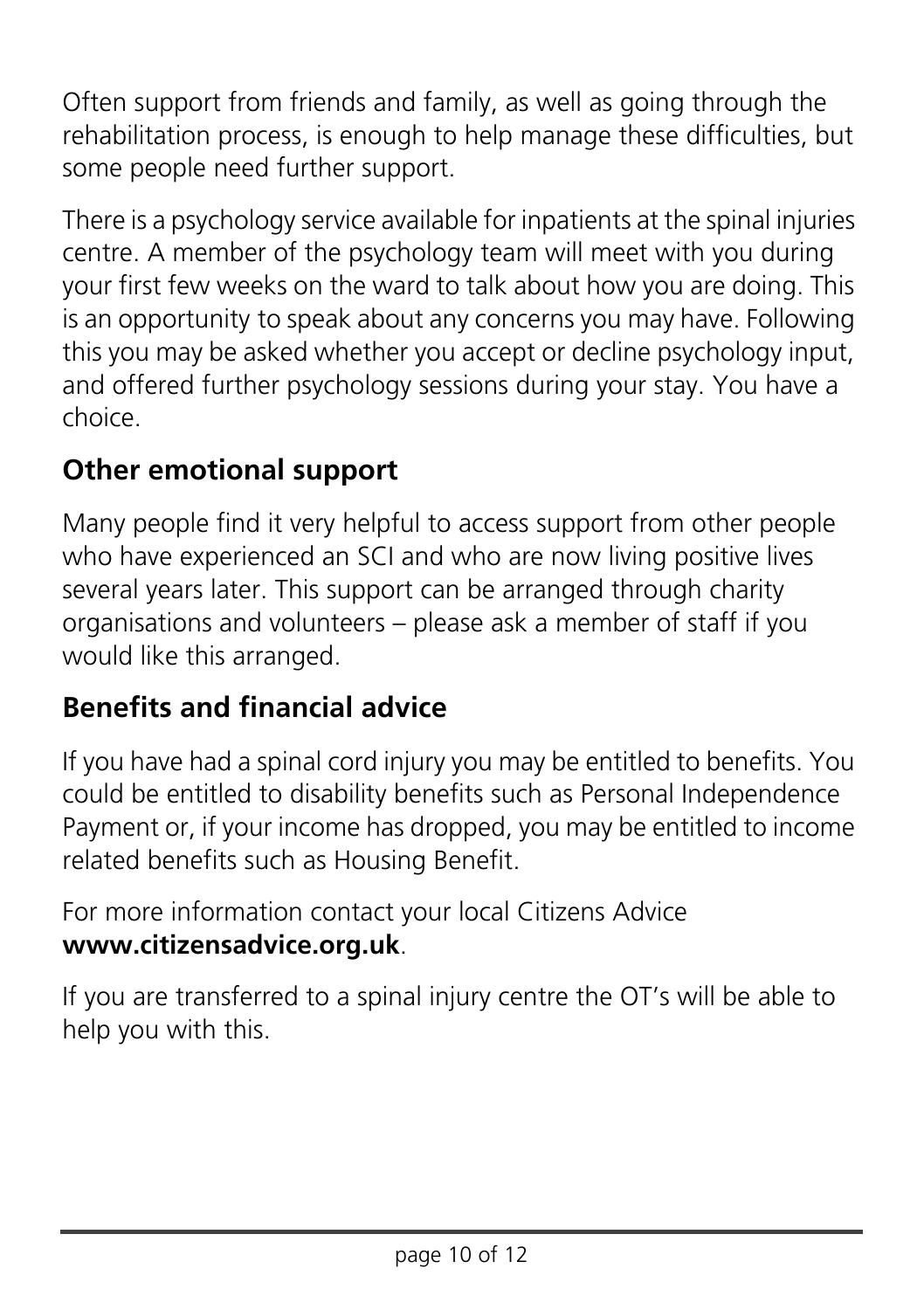Often support from friends and family, as well as going through the rehabilitation process, is enough to help manage these difficulties, but some people need further support.

There is a psychology service available for inpatients at the spinal injuries centre. A member of the psychology team will meet with you during your first few weeks on the ward to talk about how you are doing. This is an opportunity to speak about any concerns you may have. Following this you may be asked whether you accept or decline psychology input, and offered further psychology sessions during your stay. You have a choice.

## Other emotional support

Many people find it very helpful to access support from other people who have experienced an SCI and who are now living positive lives several years later. This support can be arranged through charity organisations and volunteers – please ask a member of staff if you would like this arranged.

## Benefits and financial advice

If you have had a spinal cord injury you may be entitled to benefits. You could be entitled to disability benefits such as Personal Independence Payment or, if your income has dropped, you may be entitled to income related benefits such as Housing Benefit.

For more information contact your local Citizens Advice **www.citizensadvice.org.uk**.

If you are transferred to a spinal injury centre the OT's will be able to help you with this.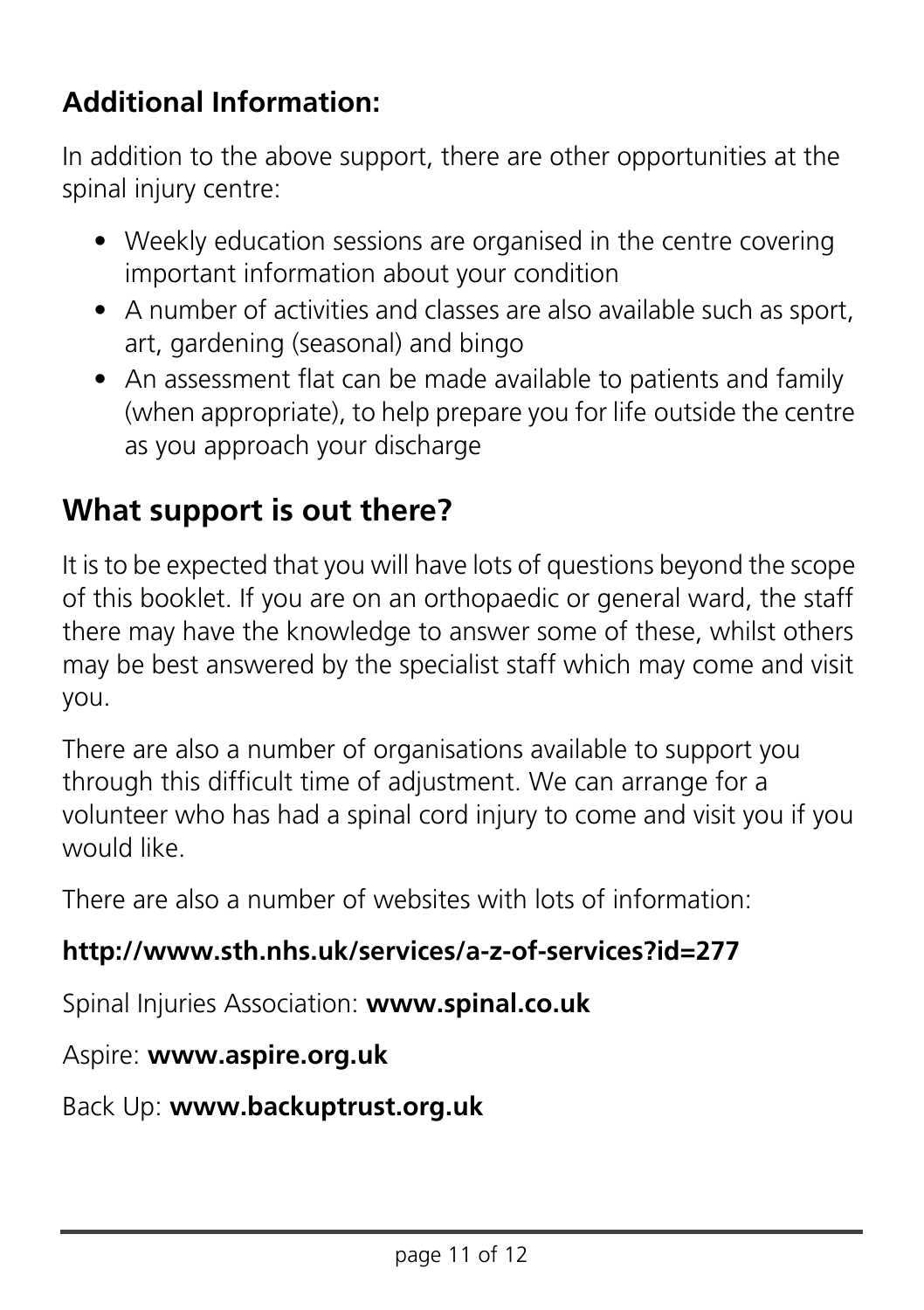## Additional Information:

In addition to the above support, there are other opportunities at the spinal injury centre:

- Weekly education sessions are organised in the centre covering important information about your condition
- A number of activities and classes are also available such as sport, art, gardening (seasonal) and bingo
- An assessment flat can be made available to patients and family (when appropriate), to help prepare you for life outside the centre as you approach your discharge

## What support is out there?

It is to be expected that you will have lots of questions beyond the scope of this booklet. If you are on an orthopaedic or general ward, the staff there may have the knowledge to answer some of these, whilst others may be best answered by the specialist staff which may come and visit you.

There are also a number of organisations available to support you through this difficult time of adjustment. We can arrange for a volunteer who has had a spinal cord injury to come and visit you if you would like.

There are also a number of websites with lots of information:

**http://www.sth.nhs.uk/services/a-z-of-services?id=277**

Spinal Injuries Association: **www.spinal.co.uk**

Aspire: **www.aspire.org.uk**

Back Up: **www.backuptrust.org.uk**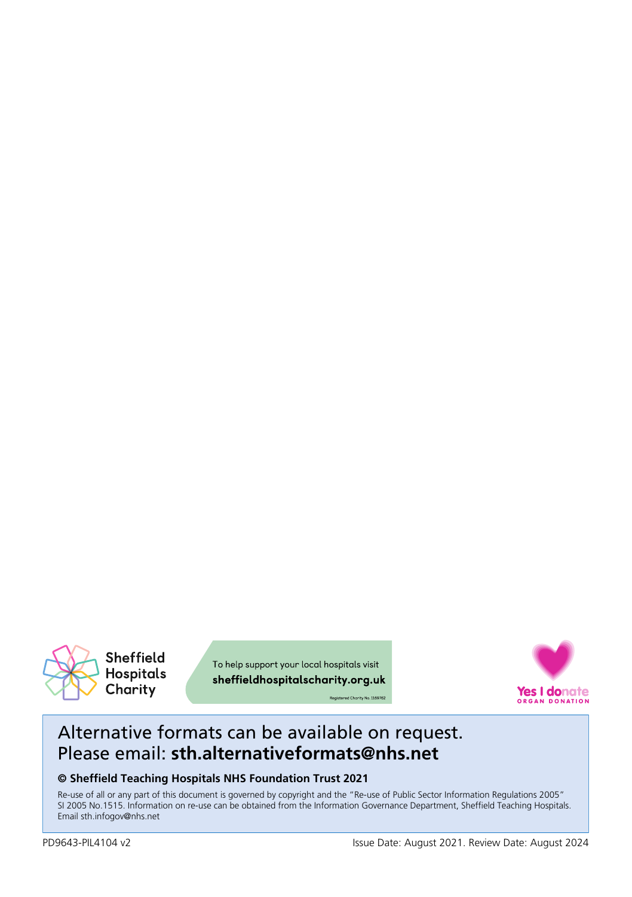Sheffield Hospitals Charity

To help support your local hospitals visit
**sheffieldhospitalscharity.org.uk**

Registered Charity No. 1169762

Yes I donate
ORGAN DONATION

Alternative formats can be available on request.
Please email: **sth.alternativeformats@nhs.net**

**© Sheffield Teaching Hospitals NHS Foundation Trust 2021**

Re-use of all or any part of this document is governed by copyright and the "Re-use of Public Sector Information Regulations 2005" SI 2005 No.1515. Information on re-use can be obtained from the Information Governance Department, Sheffield Teaching Hospitals. Email sth.infogov@nhs.net

PD9643-PIL4104 v2

Issue Date: August 2021. Review Date: August 2024